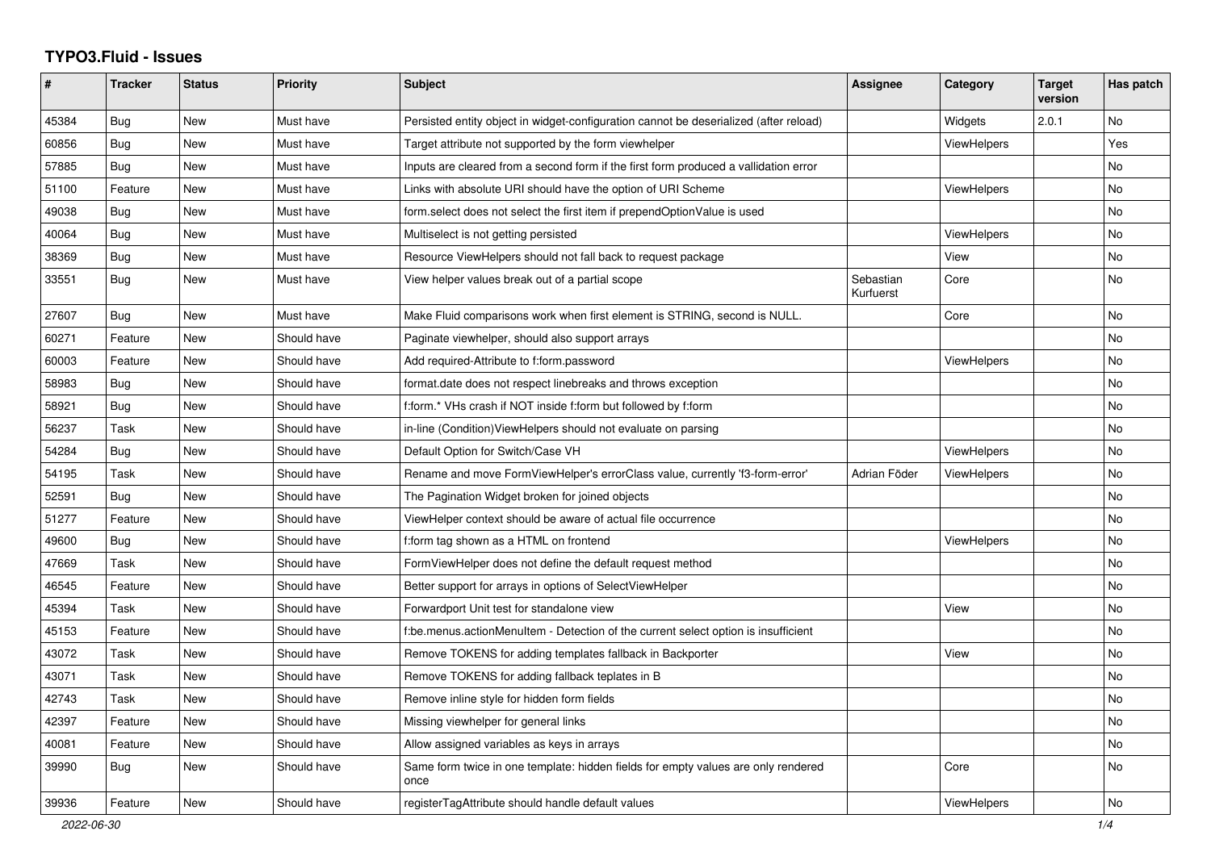# TYPO3.Fluid - Issues

| # | Tracker | Status | Priority | Subject | Assignee | Category | Target version | Has patch |
|---|---|---|---|---|---|---|---|---|
| 45384 | Bug | New | Must have | Persisted entity object in widget-configuration cannot be deserialized (after reload) | | Widgets | 2.0.1 | No |
| 60856 | Bug | New | Must have | Target attribute not supported by the form viewhelper | | ViewHelpers | | Yes |
| 57885 | Bug | New | Must have | Inputs are cleared from a second form if the first form produced a vallidation error | | | | No |
| 51100 | Feature | New | Must have | Links with absolute URI should have the option of URI Scheme | | ViewHelpers | | No |
| 49038 | Bug | New | Must have | form.select does not select the first item if prependOptionValue is used | | | | No |
| 40064 | Bug | New | Must have | Multiselect is not getting persisted | | ViewHelpers | | No |
| 38369 | Bug | New | Must have | Resource ViewHelpers should not fall back to request package | | View | | No |
| 33551 | Bug | New | Must have | View helper values break out of a partial scope | Sebastian Kurfuerst | Core | | No |
| 27607 | Bug | New | Must have | Make Fluid comparisons work when first element is STRING, second is NULL. | | Core | | No |
| 60271 | Feature | New | Should have | Paginate viewhelper, should also support arrays | | | | No |
| 60003 | Feature | New | Should have | Add required-Attribute to f:form.password | | ViewHelpers | | No |
| 58983 | Bug | New | Should have | format.date does not respect linebreaks and throws exception | | | | No |
| 58921 | Bug | New | Should have | f:form.* VHs crash if NOT inside f:form but followed by f:form | | | | No |
| 56237 | Task | New | Should have | in-line (Condition)ViewHelpers should not evaluate on parsing | | | | No |
| 54284 | Bug | New | Should have | Default Option for Switch/Case VH | | ViewHelpers | | No |
| 54195 | Task | New | Should have | Rename and move FormViewHelper's errorClass value, currently 'f3-form-error' | Adrian Föder | ViewHelpers | | No |
| 52591 | Bug | New | Should have | The Pagination Widget broken for joined objects | | | | No |
| 51277 | Feature | New | Should have | ViewHelper context should be aware of actual file occurrence | | | | No |
| 49600 | Bug | New | Should have | f:form tag shown as a HTML on frontend | | ViewHelpers | | No |
| 47669 | Task | New | Should have | FormViewHelper does not define the default request method | | | | No |
| 46545 | Feature | New | Should have | Better support for arrays in options of SelectViewHelper | | | | No |
| 45394 | Task | New | Should have | Forwardport Unit test for standalone view | | View | | No |
| 45153 | Feature | New | Should have | f:be.menus.actionMenuItem - Detection of the current select option is insufficient | | | | No |
| 43072 | Task | New | Should have | Remove TOKENS for adding templates fallback in Backporter | | View | | No |
| 43071 | Task | New | Should have | Remove TOKENS for adding fallback teplates in B | | | | No |
| 42743 | Task | New | Should have | Remove inline style for hidden form fields | | | | No |
| 42397 | Feature | New | Should have | Missing viewhelper for general links | | | | No |
| 40081 | Feature | New | Should have | Allow assigned variables as keys in arrays | | | | No |
| 39990 | Bug | New | Should have | Same form twice in one template: hidden fields for empty values are only rendered once | | Core | | No |
| 39936 | Feature | New | Should have | registerTagAttribute should handle default values | | ViewHelpers | | No |

2022-06-30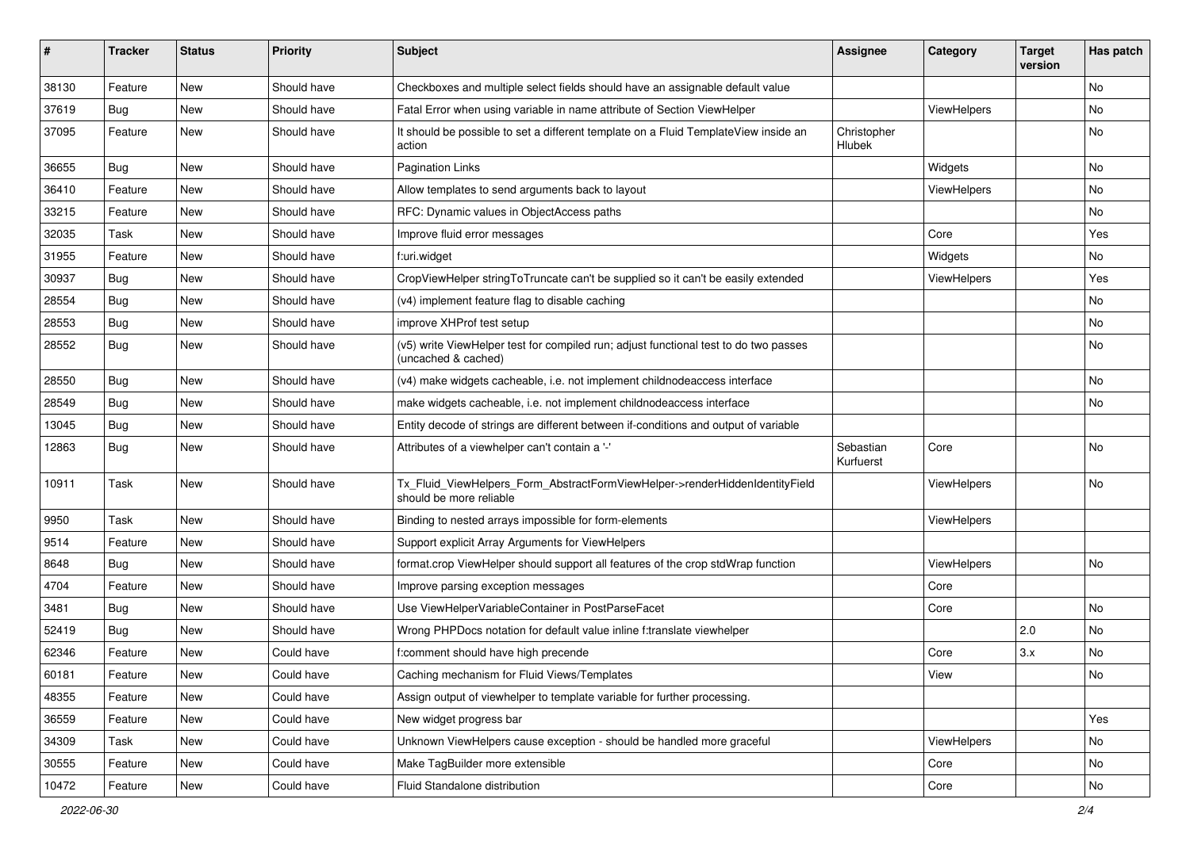| # | Tracker | Status | Priority | Subject | Assignee | Category | Target version | Has patch |
|---|---|---|---|---|---|---|---|---|
| 38130 | Feature | New | Should have | Checkboxes and multiple select fields should have an assignable default value | | | | No |
| 37619 | Bug | New | Should have | Fatal Error when using variable in name attribute of Section ViewHelper | | ViewHelpers | | No |
| 37095 | Feature | New | Should have | It should be possible to set a different template on a Fluid TemplateView inside an action | Christopher Hlubek | | | No |
| 36655 | Bug | New | Should have | Pagination Links | | Widgets | | No |
| 36410 | Feature | New | Should have | Allow templates to send arguments back to layout | | ViewHelpers | | No |
| 33215 | Feature | New | Should have | RFC: Dynamic values in ObjectAccess paths | | | | No |
| 32035 | Task | New | Should have | Improve fluid error messages | | Core | | Yes |
| 31955 | Feature | New | Should have | f:uri.widget | | Widgets | | No |
| 30937 | Bug | New | Should have | CropViewHelper stringToTruncate can't be supplied so it can't be easily extended | | ViewHelpers | | Yes |
| 28554 | Bug | New | Should have | (v4) implement feature flag to disable caching | | | | No |
| 28553 | Bug | New | Should have | improve XHProf test setup | | | | No |
| 28552 | Bug | New | Should have | (v5) write ViewHelper test for compiled run; adjust functional test to do two passes (uncached & cached) | | | | No |
| 28550 | Bug | New | Should have | (v4) make widgets cacheable, i.e. not implement childnodeaccess interface | | | | No |
| 28549 | Bug | New | Should have | make widgets cacheable, i.e. not implement childnodeaccess interface | | | | No |
| 13045 | Bug | New | Should have | Entity decode of strings are different between if-conditions and output of variable | | | | |
| 12863 | Bug | New | Should have | Attributes of a viewhelper can't contain a '-' | Sebastian Kurfuerst | Core | | No |
| 10911 | Task | New | Should have | Tx_Fluid_ViewHelpers_Form_AbstractFormViewHelper->renderHiddenIdentityField should be more reliable | | ViewHelpers | | No |
| 9950 | Task | New | Should have | Binding to nested arrays impossible for form-elements | | ViewHelpers | | |
| 9514 | Feature | New | Should have | Support explicit Array Arguments for ViewHelpers | | | | |
| 8648 | Bug | New | Should have | format.crop ViewHelper should support all features of the crop stdWrap function | | ViewHelpers | | No |
| 4704 | Feature | New | Should have | Improve parsing exception messages | | Core | | |
| 3481 | Bug | New | Should have | Use ViewHelperVariableContainer in PostParseFacet | | Core | | No |
| 52419 | Bug | New | Should have | Wrong PHPDocs notation for default value inline f:translate viewhelper | | | 2.0 | No |
| 62346 | Feature | New | Could have | f:comment should have high precende | | Core | 3.x | No |
| 60181 | Feature | New | Could have | Caching mechanism for Fluid Views/Templates | | View | | No |
| 48355 | Feature | New | Could have | Assign output of viewhelper to template variable for further processing. | | | | |
| 36559 | Feature | New | Could have | New widget progress bar | | | | Yes |
| 34309 | Task | New | Could have | Unknown ViewHelpers cause exception - should be handled more graceful | | ViewHelpers | | No |
| 30555 | Feature | New | Could have | Make TagBuilder more extensible | | Core | | No |
| 10472 | Feature | New | Could have | Fluid Standalone distribution | | Core | | No |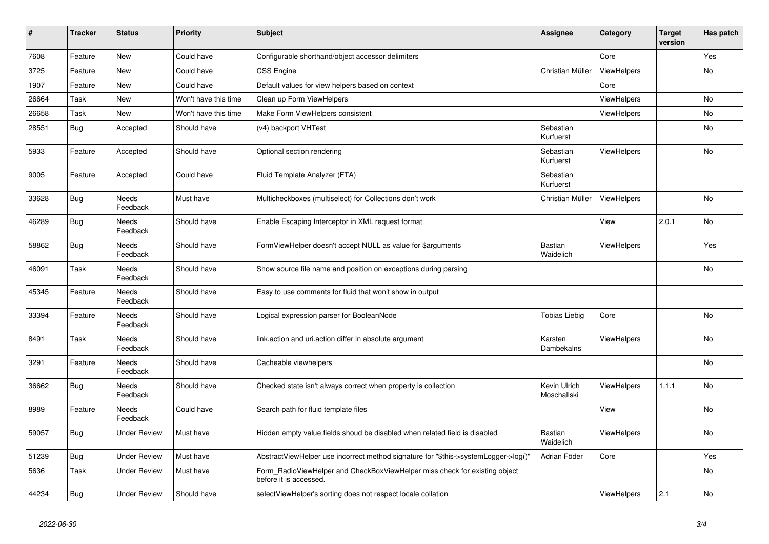| # | Tracker | Status | Priority | Subject | Assignee | Category | Target version | Has patch |
|---|---|---|---|---|---|---|---|---|
| 7608 | Feature | New | Could have | Configurable shorthand/object accessor delimiters | | Core | | Yes |
| 3725 | Feature | New | Could have | CSS Engine | Christian Müller | ViewHelpers | | No |
| 1907 | Feature | New | Could have | Default values for view helpers based on context | | Core | | |
| 26664 | Task | New | Won't have this time | Clean up Form ViewHelpers | | ViewHelpers | | No |
| 26658 | Task | New | Won't have this time | Make Form ViewHelpers consistent | | ViewHelpers | | No |
| 28551 | Bug | Accepted | Should have | (v4) backport VHTest | Sebastian Kurfuerst | | | No |
| 5933 | Feature | Accepted | Should have | Optional section rendering | Sebastian Kurfuerst | ViewHelpers | | No |
| 9005 | Feature | Accepted | Could have | Fluid Template Analyzer (FTA) | Sebastian Kurfuerst | | | |
| 33628 | Bug | Needs Feedback | Must have | Multicheckboxes (multiselect) for Collections don't work | Christian Müller | ViewHelpers | | No |
| 46289 | Bug | Needs Feedback | Should have | Enable Escaping Interceptor in XML request format | | View | 2.0.1 | No |
| 58862 | Bug | Needs Feedback | Should have | FormViewHelper doesn't accept NULL as value for $arguments | Bastian Waidelich | ViewHelpers | | Yes |
| 46091 | Task | Needs Feedback | Should have | Show source file name and position on exceptions during parsing | | | | No |
| 45345 | Feature | Needs Feedback | Should have | Easy to use comments for fluid that won't show in output | | | | |
| 33394 | Feature | Needs Feedback | Should have | Logical expression parser for BooleanNode | Tobias Liebig | Core | | No |
| 8491 | Task | Needs Feedback | Should have | link.action and uri.action differ in absolute argument | Karsten Dambekalns | ViewHelpers | | No |
| 3291 | Feature | Needs Feedback | Should have | Cacheable viewhelpers | | | | No |
| 36662 | Bug | Needs Feedback | Should have | Checked state isn't always correct when property is collection | Kevin Ulrich Moschallski | ViewHelpers | 1.1.1 | No |
| 8989 | Feature | Needs Feedback | Could have | Search path for fluid template files | | View | | No |
| 59057 | Bug | Under Review | Must have | Hidden empty value fields shoud be disabled when related field is disabled | Bastian Waidelich | ViewHelpers | | No |
| 51239 | Bug | Under Review | Must have | AbstractViewHelper use incorrect method signature for "$this->systemLogger->log()" | Adrian Föder | Core | | Yes |
| 5636 | Task | Under Review | Must have | Form_RadioViewHelper and CheckBoxViewHelper miss check for existing object before it is accessed. | | | | No |
| 44234 | Bug | Under Review | Should have | selectViewHelper's sorting does not respect locale collation | | ViewHelpers | 2.1 | No |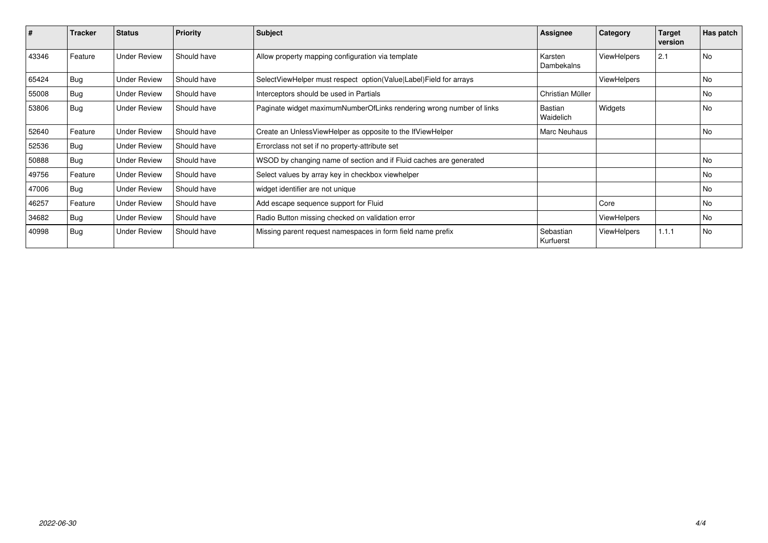| # | Tracker | Status | Priority | Subject | Assignee | Category | Target version | Has patch |
|---|---|---|---|---|---|---|---|---|
| 43346 | Feature | Under Review | Should have | Allow property mapping configuration via template | Karsten Dambekalns | ViewHelpers | 2.1 | No |
| 65424 | Bug | Under Review | Should have | SelectViewHelper must respect option(Value|Label)Field for arrays | | ViewHelpers | | No |
| 55008 | Bug | Under Review | Should have | Interceptors should be used in Partials | Christian Müller | | | No |
| 53806 | Bug | Under Review | Should have | Paginate widget maximumNumberOfLinks rendering wrong number of links | Bastian Waidelich | Widgets | | No |
| 52640 | Feature | Under Review | Should have | Create an UnlessViewHelper as opposite to the IfViewHelper | Marc Neuhaus | | | No |
| 52536 | Bug | Under Review | Should have | Errorclass not set if no property-attribute set | | | | |
| 50888 | Bug | Under Review | Should have | WSOD by changing name of section and if Fluid caches are generated | | | | No |
| 49756 | Feature | Under Review | Should have | Select values by array key in checkbox viewhelper | | | | No |
| 47006 | Bug | Under Review | Should have | widget identifier are not unique | | | | No |
| 46257 | Feature | Under Review | Should have | Add escape sequence support for Fluid | | Core | | No |
| 34682 | Bug | Under Review | Should have | Radio Button missing checked on validation error | | ViewHelpers | | No |
| 40998 | Bug | Under Review | Should have | Missing parent request namespaces in form field name prefix | Sebastian Kurfuerst | ViewHelpers | 1.1.1 | No |